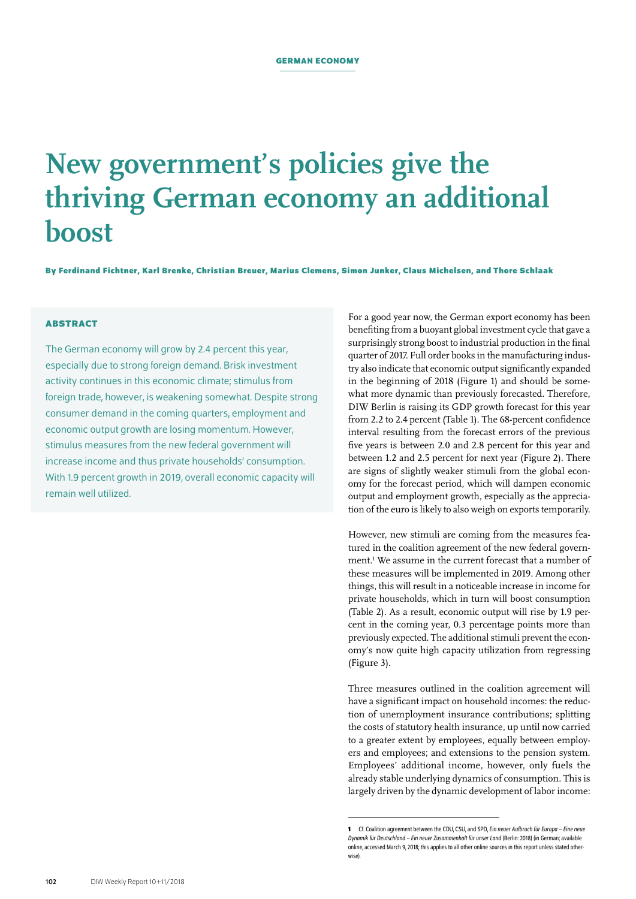# New government's policies give the thriving German economy an additional boost

**By Ferdinand Fichtner, Karl Brenke, Christian Breuer, Marius Clemens, Simon Junker, Claus Michelsen, and Thore Schlaak**

### ABSTRACT

The German economy will grow by 2.4 percent this year, especially due to strong foreign demand. Brisk investment activity continues in this economic climate; stimulus from foreign trade, however, is weakening somewhat. Despite strong consumer demand in the coming quarters, employment and economic output growth are losing momentum. However, stimulus measures from the new federal government will increase income and thus private households' consumption. With 1.9 percent growth in 2019, overall economic capacity will remain well utilized.

For a good year now, the German export economy has been benefiting from a buoyant global investment cycle that gave a surprisingly strong boost to industrial production in the final quarter of 2017. Full order books in the manufacturing industry also indicate that economic output significantly expanded in the beginning of 2018 (Figure 1) and should be somewhat more dynamic than previously forecasted. Therefore, DIW Berlin is raising its GDP growth forecast for this year from 2.2 to 2.4 percent (Table 1). The 68-percent confidence interval resulting from the forecast errors of the previous five years is between 2.0 and 2.8 percent for this year and between 1.2 and 2.5 percent for next year (Figure 2). There are signs of slightly weaker stimuli from the global economy for the forecast period, which will dampen economic output and employment growth, especially as the appreciation of the euro is likely to also weigh on exports temporarily.

However, new stimuli are coming from the measures featured in the coalition agreement of the new federal government.[1] We assume in the current forecast that a number of these measures will be implemented in 2019. Among other things, this will result in a noticeable increase in income for private households, which in turn will boost consumption (Table 2). As a result, economic output will rise by 1.9 percent in the coming year, 0.3 percentage points more than previously expected. The additional stimuli prevent the economy's now quite high capacity utilization from regressing (Figure 3).

Three measures outlined in the coalition agreement will have a significant impact on household incomes: the reduction of unemployment insurance contributions; splitting the costs of statutory health insurance, up until now carried to a greater extent by employees, equally between employers and employees; and extensions to the pension system. Employees' additional income, however, only fuels the already stable underlying dynamics of consumption. This is largely driven by the dynamic development of labor income:

---

[1] Cf. Coalition agreement between the CDU, CSU, and SPD, *Ein neuer Aufbruch für Europa – Eine neue Dynamik für Deutschland – Ein neuer Zusammenhalt für unser Land* (Berlin: 2018) (in German; available online, accessed March 9, 2018; this applies to all other online sources in this report unless stated otherwise).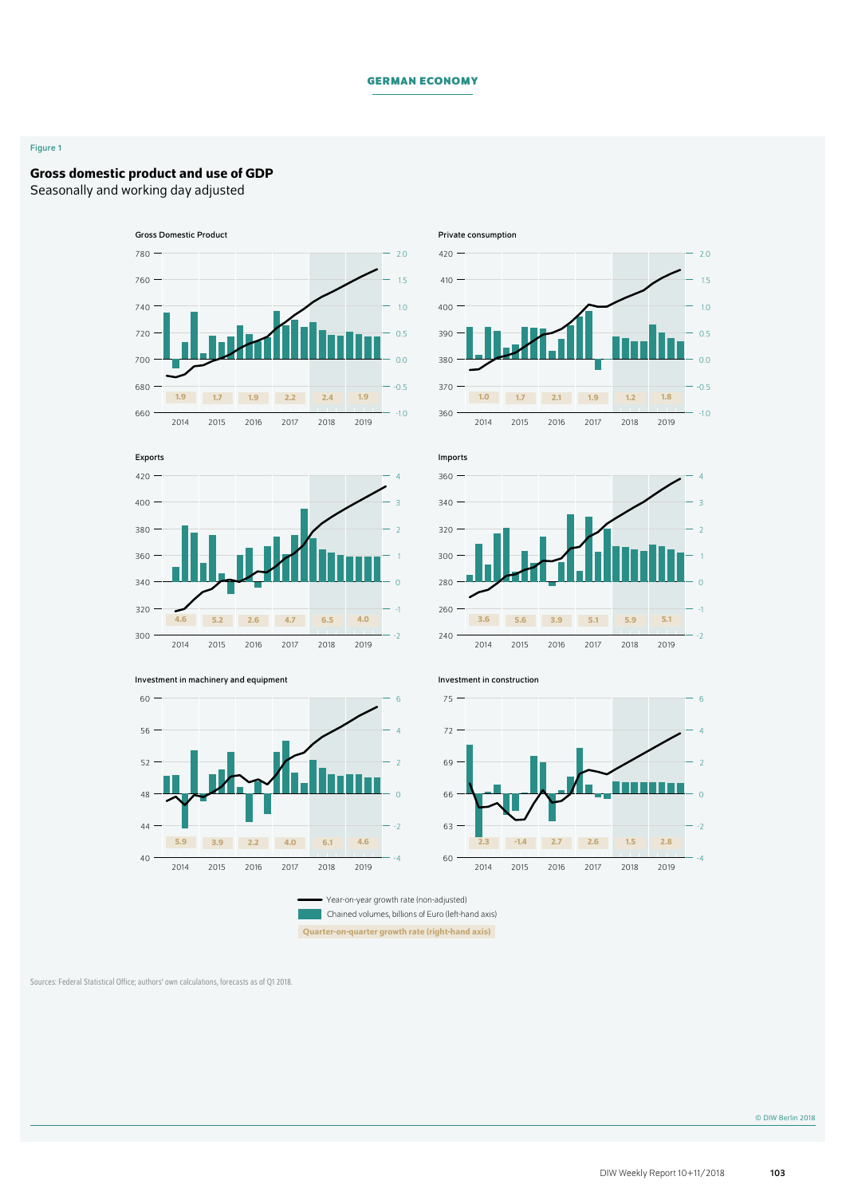Figure 1

## Gross domestic product and use of GDP

Seasonally and working day adjusted

Gross Domestic Product

Private consumption

Exports

Imports

Investment in machinery and equipment

Investment in construction

Year-on-year growth rate (non-adjusted)

Chained volumes, billions of Euro (left-hand axis)

Quarter-on-quarter growth rate (right-hand axis)

Sources: Federal Statistical Office; authors' own calculations, forecasts as of Q1 2018.

© DIW Berlin 2018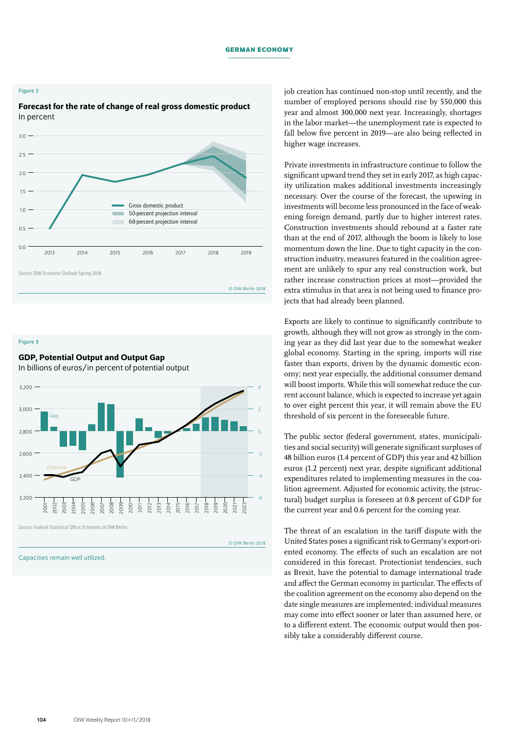Figure 2

**Forecast for the rate of change of real gross domestic product**
In percent

Source: DIW Economic Outlook Spring 2018.

© DIW Berlin 2018

Figure 3

**GDP, Potential Output and Output Gap**
In billions of euros/in percent of potential output

Source: Federal Statistical Office; Estimates of DIW Berlin.

© DIW Berlin 2018

Capacities remain well utilized.

job creation has continued non-stop until recently, and the number of employed persons should rise by 550,000 this year and almost 300,000 next year. Increasingly, shortages in the labor market—the unemployment rate is expected to fall below five percent in 2019—are also being reflected in higher wage increases.

Private investments in infrastructure continue to follow the significant upward trend they set in early 2017, as high capacity utilization makes additional investments increasingly necessary. Over the course of the forecast, the upswing in investments will become less pronounced in the face of weakening foreign demand, partly due to higher interest rates. Construction investments should rebound at a faster rate than at the end of 2017, although the boom is likely to lose momentum down the line. Due to tight capacity in the construction industry, measures featured in the coalition agreement are unlikely to spur any real construction work, but rather increase construction prices at most—provided the extra stimulus in that area is not being used to finance projects that had already been planned.

Exports are likely to continue to significantly contribute to growth, although they will not grow as strongly in the coming year as they did last year due to the somewhat weaker global economy. Starting in the spring, imports will rise faster than exports, driven by the dynamic domestic economy; next year especially, the additional consumer demand will boost imports. While this will somewhat reduce the current account balance, which is expected to increase yet again to over eight percent this year, it will remain above the EU threshold of six percent in the foreseeable future.

The public sector (federal government, states, municipalities and social security) will generate significant surpluses of 48 billion euros (1.4 percent of GDP) this year and 42 billion euros (1.2 percent) next year, despite significant additional expenditures related to implementing measures in the coalition agreement. Adjusted for economic activity, the (structural) budget surplus is foreseen at 0.8 percent of GDP for the current year and 0.6 percent for the coming year.

The threat of an escalation in the tariff dispute with the United States poses a significant risk to Germany's export-oriented economy. The effects of such an escalation are not considered in this forecast. Protectionist tendencies, such as Brexit, have the potential to damage international trade and affect the German economy in particular. The effects of the coalition agreement on the economy also depend on the date single measures are implemented; individual measures may come into effect sooner or later than assumed here, or to a different extent. The economic output would then possibly take a considerably different course.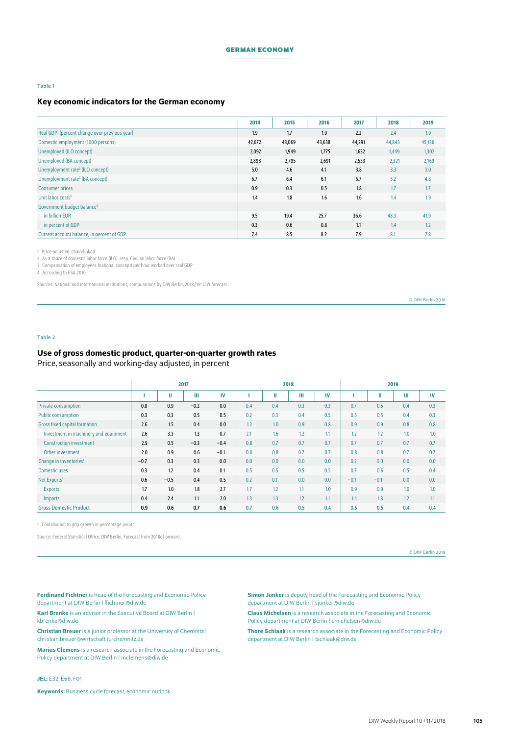Table 1

## Key economic indicators for the German economy

| | 2014 | 2015 | 2016 | 2017 | 2018 | 2019 |
|---|---|---|---|---|---|---|
| Real GDP[1] (percent change over previous year) | 1.9 | 1.7 | 1.9 | 2.2 | 2.4 | 1.9 |
| Domestic employment (1000 persons) | 42,672 | 43,069 | 43,638 | 44,291 | 44,843 | 45,136 |
| Unemployed (ILO concept) | 2,092 | 1,949 | 1,775 | 1,632 | 1,449 | 1,302 |
| Unemployed (BA concept) | 2,898 | 2,795 | 2,691 | 2,533 | 2,321 | 2,169 |
| Unemployment rate[2] (ILO concept) | 5.0 | 4.6 | 4.1 | 3.8 | 3.3 | 3.0 |
| Unemployment rate[2] (BA concept) | 6.7 | 6.4 | 6.1 | 5.7 | 5.2 | 4.8 |
| Consumer prices | 0.9 | 0.3 | 0.5 | 1.8 | 1.7 | 1.7 |
| Unit labor costs[3] | 1.4 | 1.8 | 1.6 | 1.6 | 1.4 | 1.9 |
| Government budget balance[4] | | | | | | |
| in billion EUR | 9.5 | 19.4 | 25.7 | 36.6 | 48.3 | 41.9 |
| in percent of GDP | 0.3 | 0.6 | 0.8 | 1.1 | 1.4 | 1.2 |
| Current account balance, in percent of GDP | 7.4 | 8.5 | 8.2 | 7.9 | 8.1 | 7.8 |

1 Price-adjusted, chain-linked
2 As a share of domestic labor force (ILO), resp. Civilian labor force (BA)
3 Compensation of employees (national concept) per hour worked over real GDP
4 According to ESA 2010

Sources: National and international institutions; computations by DIW Berlin, 2018/19: DIW forecast.

© DIW Berlin 2018

Table 2

## Use of gross domestic product, quarter-on-quarter growth rates

Price, seasonally and working-day adjusted, in percent

| | 2017 | | | | 2018 | | | | 2019 | | | |
|---|---|---|---|---|---|---|---|---|---|---|---|---|
| | I | II | III | IV | I | II | III | IV | I | II | III | IV |
| Private consumption | 0.8 | 0.9 | −0.2 | 0.0 | 0.4 | 0.4 | 0.3 | 0.3 | 0.7 | 0.5 | 0.4 | 0.3 |
| Public consumption | 0.3 | 0.3 | 0.5 | 0.5 | 0.2 | 0.3 | 0.4 | 0.5 | 0.5 | 0.5 | 0.4 | 0.3 |
| Gross fixed capital formation | 2.6 | 1.5 | 0.4 | 0.0 | 1.2 | 1.0 | 0.9 | 0.8 | 0.9 | 0.9 | 0.8 | 0.8 |
| Investment in machinery and equipment | 2.6 | 3.3 | 1.3 | 0.7 | 2.1 | 1.6 | 1.2 | 1.1 | 1.2 | 1.2 | 1.0 | 1.0 |
| Construction investment | 2.9 | 0.5 | −0.3 | −0.4 | 0.8 | 0.7 | 0.7 | 0.7 | 0.7 | 0.7 | 0.7 | 0.7 |
| Other investment | 2.0 | 0.9 | 0.6 | −0.1 | 0.8 | 0.8 | 0.7 | 0.7 | 0.8 | 0.8 | 0.7 | 0.7 |
| Change in inventories[1] | −0.7 | 0.3 | 0.3 | 0.0 | 0.0 | 0.0 | 0.0 | 0.0 | 0.2 | 0.0 | 0.0 | 0.0 |
| Domestic uses | 0.3 | 1.2 | 0.4 | 0.1 | 0.5 | 0.5 | 0.5 | 0.5 | 0.7 | 0.6 | 0.5 | 0.4 |
| Net Exports[1] | 0.6 | −0.5 | 0.4 | 0.5 | 0.2 | 0.1 | 0.0 | 0.0 | −0.1 | −0.1 | 0.0 | 0.0 |
| Exports | 1.7 | 1.0 | 1.8 | 2.7 | 1.7 | 1.2 | 1.1 | 1.0 | 0.9 | 0.9 | 1.0 | 1.0 |
| Imports | 0.4 | 2.4 | 1.1 | 2.0 | 1.3 | 1.3 | 1.2 | 1.1 | 1.4 | 1.3 | 1.2 | 1.1 |
| Gross Domestic Product | 0.9 | 0.6 | 0.7 | 0.6 | 0.7 | 0.6 | 0.5 | 0.4 | 0.5 | 0.5 | 0.4 | 0.4 |

1 Contribution to gdp growth in percentage points

Source: Federal Statistical Office; DIW Berlin, Forecast from 2018q1 onward.

© DIW Berlin 2018

**Ferdinand Fichtner** is head of the Forecasting and Economic Policy department at DIW Berlin | ffichtner@diw.de

**Karl Brenke** is an advisor in the Executive Board at DIW Berlin | kbrenke@diw.de

**Christian Breuer** is a junior professor at the University of Chemnitz | christian.breuer@wirtschaft.tu-chemnitz.de

**Marius Clemens** is a research associate in the Forecasting and Economic Policy department at DIW Berlin | mclemens@diw.de

**Simon Junker** is deputy head of the Forecasting and Economic Policy department at DIW Berlin | sjunker@diw.de

**Claus Michelsen** is a research associate in the Forecasting and Economic Policy department at DIW Berlin | cmichelsen@diw.de

**Thore Schlaak** is a research associate in the Forecasting and Economic Policy department at DIW Berlin | tschlaak@diw.de

**JEL:** E32, E66, F01

**Keywords:** Business cycle forecast, economic outlook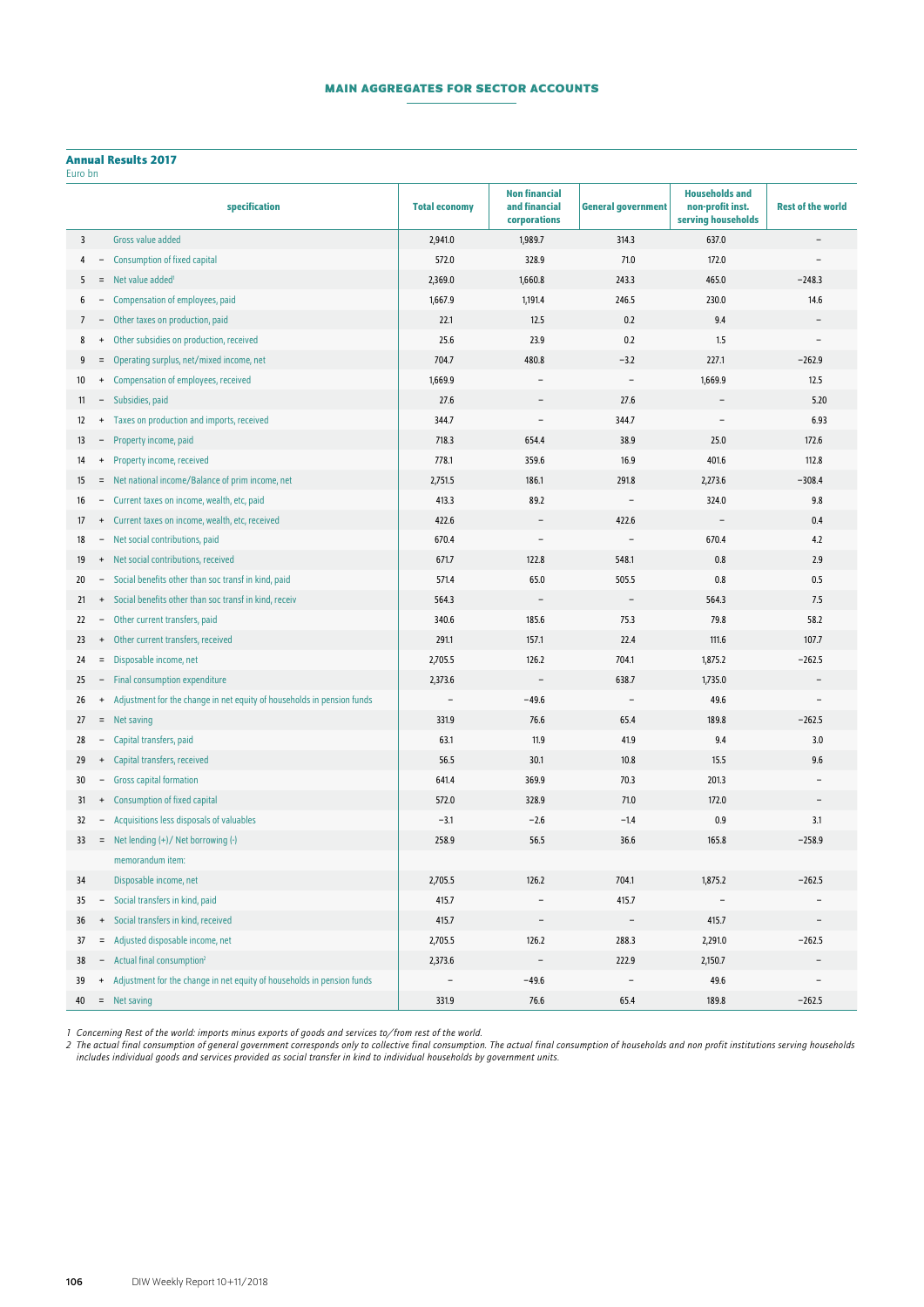# MAIN AGGREGATES FOR SECTOR ACCOUNTS

**Annual Results 2017**
Euro bn

| | | specification | Total economy | Non financial and financial corporations | General government | Households and non-profit inst. serving households | Rest of the world |
|---|---|---|---|---|---|---|---|
| 3 | | Gross value added | 2,941.0 | 1,989.7 | 314.3 | 637.0 | – |
| 4 | – | Consumption of fixed capital | 572.0 | 328.9 | 71.0 | 172.0 | – |
| 5 | = | Net value added[1] | 2,369.0 | 1,660.8 | 243.3 | 465.0 | −248.3 |
| 6 | – | Compensation of employees, paid | 1,667.9 | 1,191.4 | 246.5 | 230.0 | 14.6 |
| 7 | – | Other taxes on production, paid | 22.1 | 12.5 | 0.2 | 9.4 | – |
| 8 | + | Other subsidies on production, received | 25.6 | 23.9 | 0.2 | 1.5 | – |
| 9 | = | Operating surplus, net/mixed income, net | 704.7 | 480.8 | −3.2 | 227.1 | −262.9 |
| 10 | + | Compensation of employees, received | 1,669.9 | – | – | 1,669.9 | 12.5 |
| 11 | – | Subsidies, paid | 27.6 | – | 27.6 | – | 5.20 |
| 12 | + | Taxes on production and imports, received | 344.7 | – | 344.7 | – | 6.93 |
| 13 | – | Property income, paid | 718.3 | 654.4 | 38.9 | 25.0 | 172.6 |
| 14 | + | Property income, received | 778.1 | 359.6 | 16.9 | 401.6 | 112.8 |
| 15 | = | Net national income/Balance of prim income, net | 2,751.5 | 186.1 | 291.8 | 2,273.6 | −308.4 |
| 16 | – | Current taxes on income, wealth, etc, paid | 413.3 | 89.2 | – | 324.0 | 9.8 |
| 17 | + | Current taxes on income, wealth, etc, received | 422.6 | – | 422.6 | – | 0.4 |
| 18 | – | Net social contributions, paid | 670.4 | – | – | 670.4 | 4.2 |
| 19 | + | Net social contributions, received | 671.7 | 122.8 | 548.1 | 0.8 | 2.9 |
| 20 | – | Social benefits other than soc transf in kind, paid | 571.4 | 65.0 | 505.5 | 0.8 | 0.5 |
| 21 | + | Social benefits other than soc transf in kind, receiv | 564.3 | – | – | 564.3 | 7.5 |
| 22 | – | Other current transfers, paid | 340.6 | 185.6 | 75.3 | 79.8 | 58.2 |
| 23 | + | Other current transfers, received | 291.1 | 157.1 | 22.4 | 111.6 | 107.7 |
| 24 | = | Disposable income, net | 2,705.5 | 126.2 | 704.1 | 1,875.2 | −262.5 |
| 25 | – | Final consumption expenditure | 2,373.6 | – | 638.7 | 1,735.0 | – |
| 26 | + | Adjustment for the change in net equity of households in pension funds | – | −49.6 | – | 49.6 | – |
| 27 | = | Net saving | 331.9 | 76.6 | 65.4 | 189.8 | −262.5 |
| 28 | – | Capital transfers, paid | 63.1 | 11.9 | 41.9 | 9.4 | 3.0 |
| 29 | + | Capital transfers, received | 56.5 | 30.1 | 10.8 | 15.5 | 9.6 |
| 30 | – | Gross capital formation | 641.4 | 369.9 | 70.3 | 201.3 | – |
| 31 | + | Consumption of fixed capital | 572.0 | 328.9 | 71.0 | 172.0 | – |
| 32 | – | Acquisitions less disposals of valuables | −3.1 | −2.6 | −1.4 | 0.9 | 3.1 |
| 33 | = | Net lending (+)/ Net borrowing (-) | 258.9 | 56.5 | 36.6 | 165.8 | −258.9 |
| | | memorandum item: | | | | | |
| 34 | | Disposable income, net | 2,705.5 | 126.2 | 704.1 | 1,875.2 | −262.5 |
| 35 | – | Social transfers in kind, paid | 415.7 | – | 415.7 | – | – |
| 36 | + | Social transfers in kind, received | 415.7 | – | – | 415.7 | – |
| 37 | = | Adjusted disposable income, net | 2,705.5 | 126.2 | 288.3 | 2,291.0 | −262.5 |
| 38 | – | Actual final consumption[2] | 2,373.6 | – | 222.9 | 2,150.7 | – |
| 39 | + | Adjustment for the change in net equity of households in pension funds | – | −49.6 | – | 49.6 | – |
| 40 | = | Net saving | 331.9 | 76.6 | 65.4 | 189.8 | −262.5 |

*1 Concerning Rest of the world: imports minus exports of goods and services to/from rest of the world.*
*2 The actual final consumption of general government corresponds only to collective final consumption. The actual final consumption of households and non profit institutions serving households includes individual goods and services provided as social transfer in kind to individual households by government units.*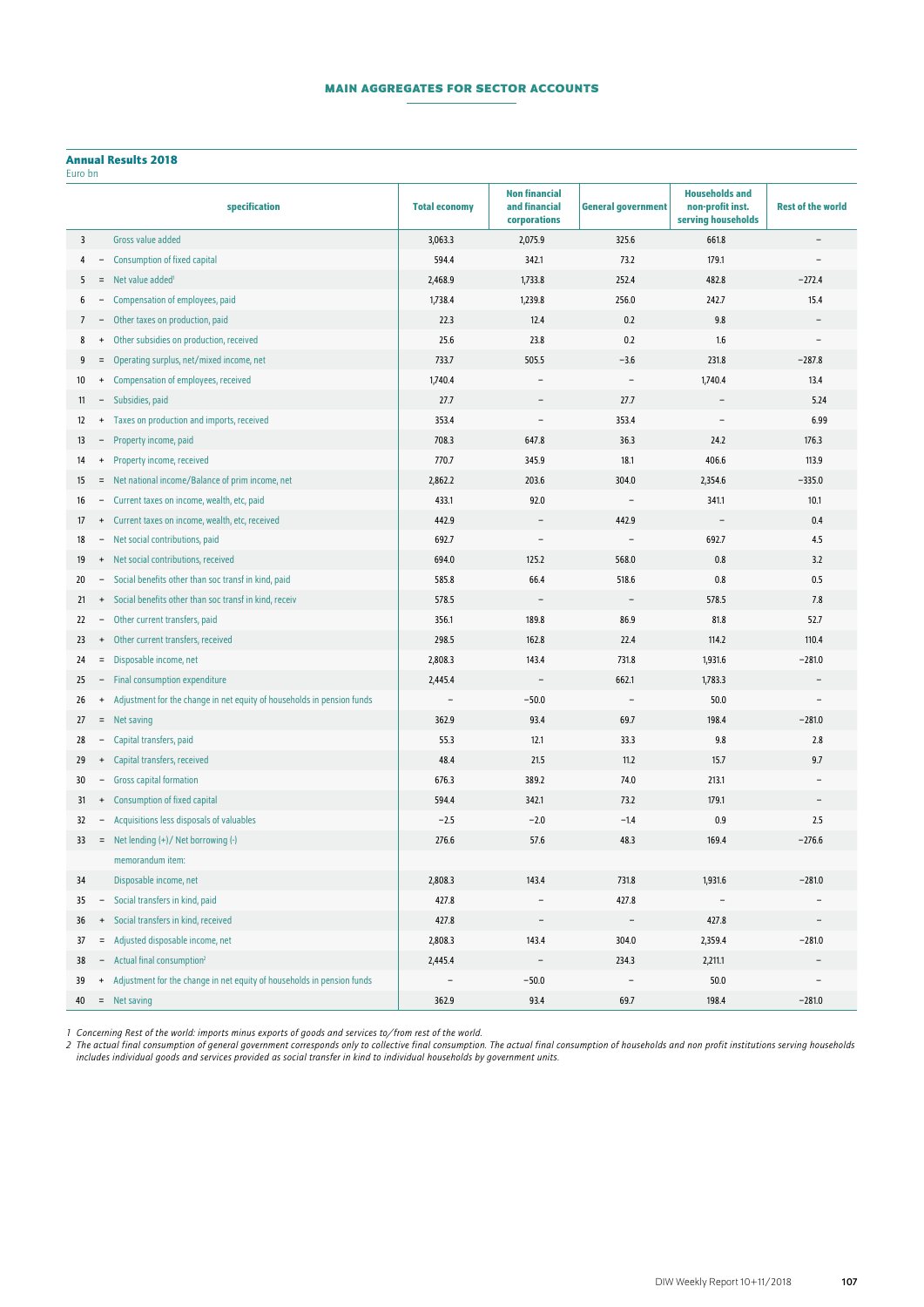## MAIN AGGREGATES FOR SECTOR ACCOUNTS

### Annual Results 2018

Euro bn

| | | specification | Total economy | Non financial and financial corporations | General government | Households and non-profit inst. serving households | Rest of the world |
|---|---|---|---|---|---|---|---|
| 3 | | Gross value added | 3,063.3 | 2,075.9 | 325.6 | 661.8 | – |
| 4 | – | Consumption of fixed capital | 594.4 | 342.1 | 73.2 | 179.1 | – |
| 5 | = | Net value added[1] | 2,468.9 | 1,733.8 | 252.4 | 482.8 | −272.4 |
| 6 | – | Compensation of employees, paid | 1,738.4 | 1,239.8 | 256.0 | 242.7 | 15.4 |
| 7 | – | Other taxes on production, paid | 22.3 | 12.4 | 0.2 | 9.8 | – |
| 8 | + | Other subsidies on production, received | 25.6 | 23.8 | 0.2 | 1.6 | – |
| 9 | = | Operating surplus, net/mixed income, net | 733.7 | 505.5 | −3.6 | 231.8 | −287.8 |
| 10 | + | Compensation of employees, received | 1,740.4 | – | – | 1,740.4 | 13.4 |
| 11 | – | Subsidies, paid | 27.7 | – | 27.7 | – | 5.24 |
| 12 | + | Taxes on production and imports, received | 353.4 | – | 353.4 | – | 6.99 |
| 13 | – | Property income, paid | 708.3 | 647.8 | 36.3 | 24.2 | 176.3 |
| 14 | + | Property income, received | 770.7 | 345.9 | 18.1 | 406.6 | 113.9 |
| 15 | = | Net national income/Balance of prim income, net | 2,862.2 | 203.6 | 304.0 | 2,354.6 | −335.0 |
| 16 | – | Current taxes on income, wealth, etc, paid | 433.1 | 92.0 | – | 341.1 | 10.1 |
| 17 | + | Current taxes on income, wealth, etc, received | 442.9 | – | 442.9 | – | 0.4 |
| 18 | – | Net social contributions, paid | 692.7 | – | – | 692.7 | 4.5 |
| 19 | + | Net social contributions, received | 694.0 | 125.2 | 568.0 | 0.8 | 3.2 |
| 20 | – | Social benefits other than soc transf in kind, paid | 585.8 | 66.4 | 518.6 | 0.8 | 0.5 |
| 21 | + | Social benefits other than soc transf in kind, receiv | 578.5 | – | – | 578.5 | 7.8 |
| 22 | – | Other current transfers, paid | 356.1 | 189.8 | 86.9 | 81.8 | 52.7 |
| 23 | + | Other current transfers, received | 298.5 | 162.8 | 22.4 | 114.2 | 110.4 |
| 24 | = | Disposable income, net | 2,808.3 | 143.4 | 731.8 | 1,931.6 | −281.0 |
| 25 | – | Final consumption expenditure | 2,445.4 | – | 662.1 | 1,783.3 | – |
| 26 | + | Adjustment for the change in net equity of households in pension funds | – | −50.0 | – | 50.0 | – |
| 27 | = | Net saving | 362.9 | 93.4 | 69.7 | 198.4 | −281.0 |
| 28 | – | Capital transfers, paid | 55.3 | 12.1 | 33.3 | 9.8 | 2.8 |
| 29 | + | Capital transfers, received | 48.4 | 21.5 | 11.2 | 15.7 | 9.7 |
| 30 | – | Gross capital formation | 676.3 | 389.2 | 74.0 | 213.1 | – |
| 31 | + | Consumption of fixed capital | 594.4 | 342.1 | 73.2 | 179.1 | – |
| 32 | – | Acquisitions less disposals of valuables | −2.5 | −2.0 | −1.4 | 0.9 | 2.5 |
| 33 | = | Net lending (+)/ Net borrowing (-) | 276.6 | 57.6 | 48.3 | 169.4 | −276.6 |
| | | memorandum item: | | | | | |
| 34 | | Disposable income, net | 2,808.3 | 143.4 | 731.8 | 1,931.6 | −281.0 |
| 35 | – | Social transfers in kind, paid | 427.8 | – | 427.8 | – | – |
| 36 | + | Social transfers in kind, received | 427.8 | – | – | 427.8 | – |
| 37 | = | Adjusted disposable income, net | 2,808.3 | 143.4 | 304.0 | 2,359.4 | −281.0 |
| 38 | – | Actual final consumption[2] | 2,445.4 | – | 234.3 | 2,211.1 | – |
| 39 | + | Adjustment for the change in net equity of households in pension funds | – | −50.0 | – | 50.0 | – |
| 40 | = | Net saving | 362.9 | 93.4 | 69.7 | 198.4 | −281.0 |

*1 Concerning Rest of the world: imports minus exports of goods and services to/from rest of the world.*

*2 The actual final consumption of general government corresponds only to collective final consumption. The actual final consumption of households and non profit institutions serving households includes individual goods and services provided as social transfer in kind to individual households by government units.*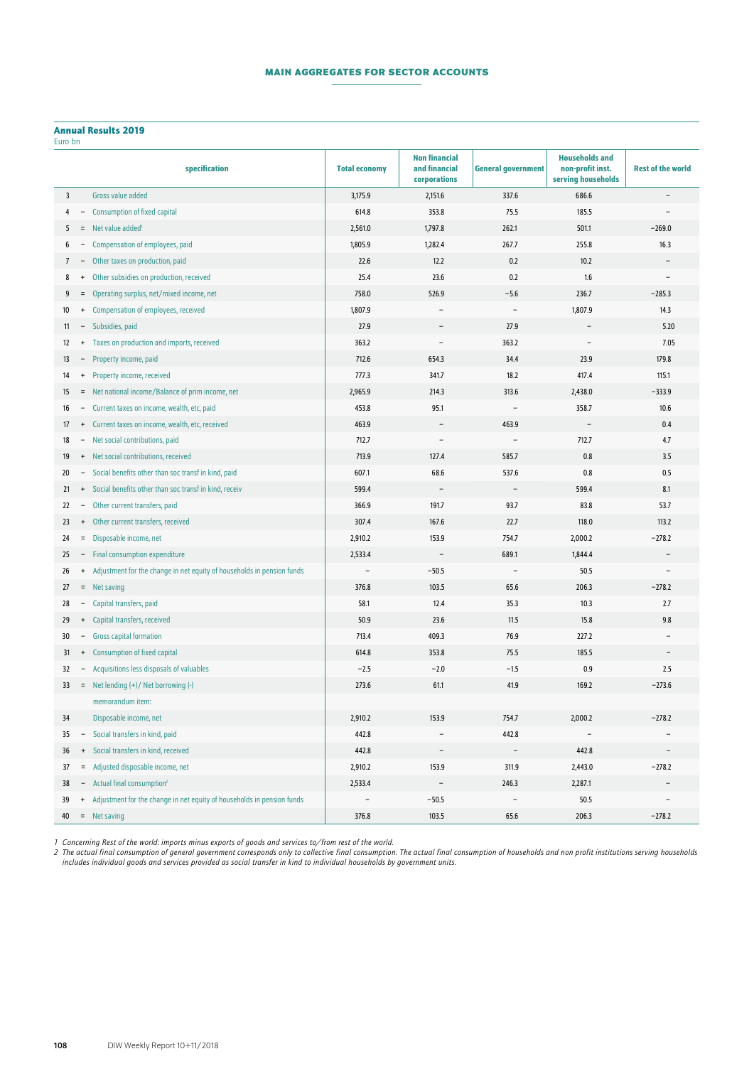## MAIN AGGREGATES FOR SECTOR ACCOUNTS

### Annual Results 2019

Euro bn

| | | specification | Total economy | Non financial and financial corporations | General government | Households and non-profit inst. serving households | Rest of the world |
|---|---|---|---|---|---|---|---|
| 3 | | Gross value added | 3,175.9 | 2,151.6 | 337.6 | 686.6 | – |
| 4 | – | Consumption of fixed capital | 614.8 | 353.8 | 75.5 | 185.5 | – |
| 5 | = | Net value added[1] | 2,561.0 | 1,797.8 | 262.1 | 501.1 | −269.0 |
| 6 | – | Compensation of employees, paid | 1,805.9 | 1,282.4 | 267.7 | 255.8 | 16.3 |
| 7 | – | Other taxes on production, paid | 22.6 | 12.2 | 0.2 | 10.2 | – |
| 8 | + | Other subsidies on production, received | 25.4 | 23.6 | 0.2 | 1.6 | – |
| 9 | = | Operating surplus, net/mixed income, net | 758.0 | 526.9 | −5.6 | 236.7 | −285.3 |
| 10 | + | Compensation of employees, received | 1,807.9 | – | – | 1,807.9 | 14.3 |
| 11 | – | Subsidies, paid | 27.9 | – | 27.9 | – | 5.20 |
| 12 | + | Taxes on production and imports, received | 363.2 | – | 363.2 | – | 7.05 |
| 13 | – | Property income, paid | 712.6 | 654.3 | 34.4 | 23.9 | 179.8 |
| 14 | + | Property income, received | 777.3 | 341.7 | 18.2 | 417.4 | 115.1 |
| 15 | = | Net national income/Balance of prim income, net | 2,965.9 | 214.3 | 313.6 | 2,438.0 | −333.9 |
| 16 | – | Current taxes on income, wealth, etc, paid | 453.8 | 95.1 | – | 358.7 | 10.6 |
| 17 | + | Current taxes on income, wealth, etc, received | 463.9 | – | 463.9 | – | 0.4 |
| 18 | – | Net social contributions, paid | 712.7 | – | – | 712.7 | 4.7 |
| 19 | + | Net social contributions, received | 713.9 | 127.4 | 585.7 | 0.8 | 3.5 |
| 20 | – | Social benefits other than soc transf in kind, paid | 607.1 | 68.6 | 537.6 | 0.8 | 0.5 |
| 21 | + | Social benefits other than soc transf in kind, receiv | 599.4 | – | – | 599.4 | 8.1 |
| 22 | – | Other current transfers, paid | 366.9 | 191.7 | 93.7 | 83.8 | 53.7 |
| 23 | + | Other current transfers, received | 307.4 | 167.6 | 22.7 | 118.0 | 113.2 |
| 24 | = | Disposable income, net | 2,910.2 | 153.9 | 754.7 | 2,000.2 | −278.2 |
| 25 | – | Final consumption expenditure | 2,533.4 | – | 689.1 | 1,844.4 | – |
| 26 | + | Adjustment for the change in net equity of households in pension funds | – | −50.5 | – | 50.5 | – |
| 27 | = | Net saving | 376.8 | 103.5 | 65.6 | 206.3 | −278.2 |
| 28 | – | Capital transfers, paid | 58.1 | 12.4 | 35.3 | 10.3 | 2.7 |
| 29 | + | Capital transfers, received | 50.9 | 23.6 | 11.5 | 15.8 | 9.8 |
| 30 | – | Gross capital formation | 713.4 | 409.3 | 76.9 | 227.2 | – |
| 31 | + | Consumption of fixed capital | 614.8 | 353.8 | 75.5 | 185.5 | – |
| 32 | – | Acquisitions less disposals of valuables | −2.5 | −2.0 | −1.5 | 0.9 | 2.5 |
| 33 | = | Net lending (+)/ Net borrowing (-) | 273.6 | 61.1 | 41.9 | 169.2 | −273.6 |
| | | memorandum item: | | | | | |
| 34 | | Disposable income, net | 2,910.2 | 153.9 | 754.7 | 2,000.2 | −278.2 |
| 35 | – | Social transfers in kind, paid | 442.8 | – | 442.8 | – | – |
| 36 | + | Social transfers in kind, received | 442.8 | – | – | 442.8 | – |
| 37 | = | Adjusted disposable income, net | 2,910.2 | 153.9 | 311.9 | 2,443.0 | −278.2 |
| 38 | – | Actual final consumption[2] | 2,533.4 | – | 246.3 | 2,287.1 | – |
| 39 | + | Adjustment for the change in net equity of households in pension funds | – | −50.5 | – | 50.5 | – |
| 40 | = | Net saving | 376.8 | 103.5 | 65.6 | 206.3 | −278.2 |

*1 Concerning Rest of the world: imports minus exports of goods and services to/from rest of the world.*

*2 The actual final consumption of general government corresponds only to collective final consumption. The actual final consumption of households and non profit institutions serving households includes individual goods and services provided as social transfer in kind to individual households by government units.*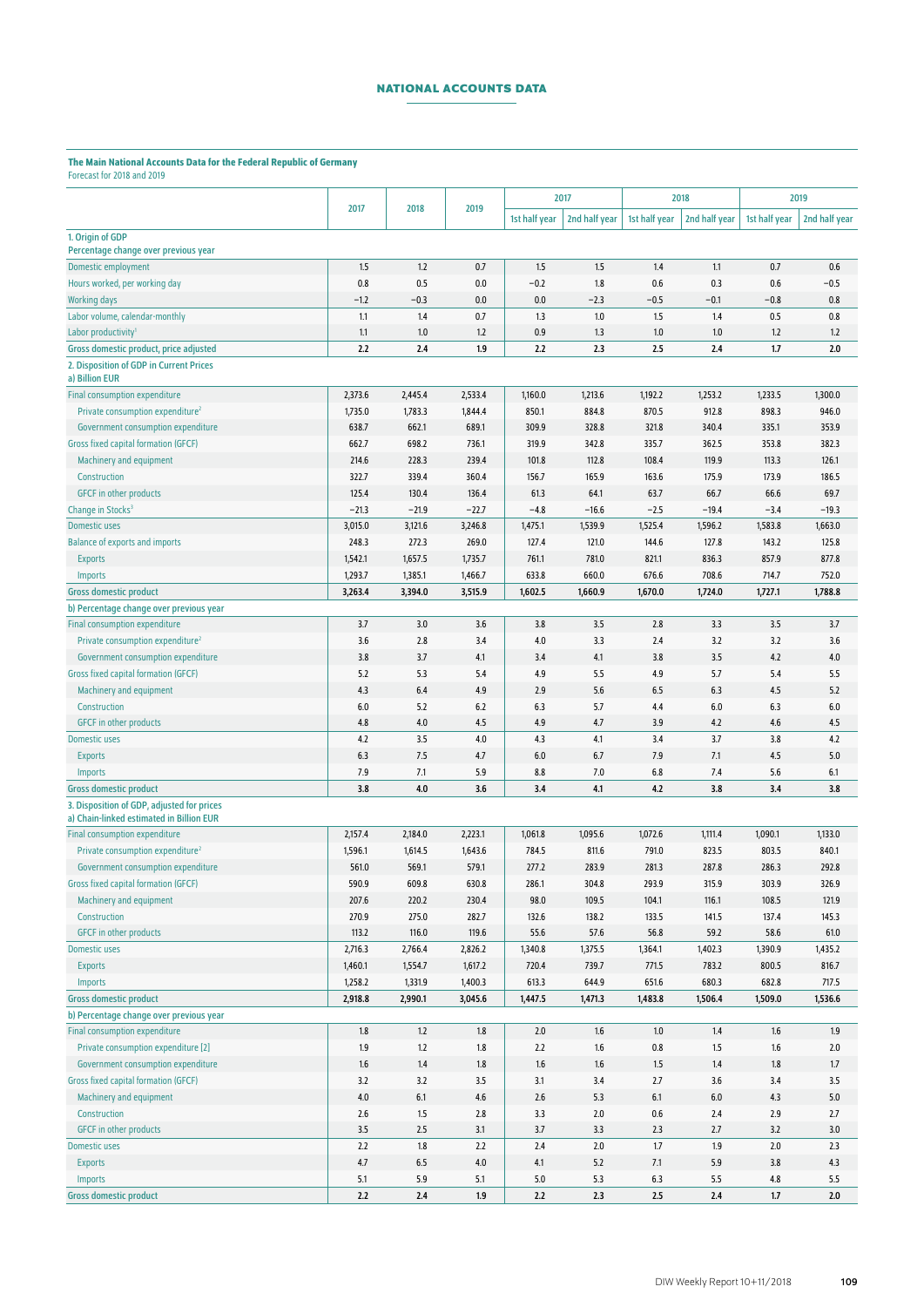## NATIONAL ACCOUNTS DATA

**The Main National Accounts Data for the Federal Republic of Germany**
Forecast for 2018 and 2019

| | 2017 | 2018 | 2019 | 2017 | | 2018 | | 2019 | |
|---|---|---|---|---|---|---|---|---|---|
| | | | | 1st half year | 2nd half year | 1st half year | 2nd half year | 1st half year | 2nd half year |
| **1. Origin of GDP** | | | | | | | | | |
| Percentage change over previous year | | | | | | | | | |
| Domestic employment | 1.5 | 1.2 | 0.7 | 1.5 | 1.5 | 1.4 | 1.1 | 0.7 | 0.6 |
| Hours worked, per working day | 0.8 | 0.5 | 0.0 | −0.2 | 1.8 | 0.6 | 0.3 | 0.6 | −0.5 |
| Working days | −1.2 | −0.3 | 0.0 | 0.0 | −2.3 | −0.5 | −0.1 | −0.8 | 0.8 |
| Labor volume, calendar-monthly | 1.1 | 1.4 | 0.7 | 1.3 | 1.0 | 1.5 | 1.4 | 0.5 | 0.8 |
| Labor productivity[1] | 1.1 | 1.0 | 1.2 | 0.9 | 1.3 | 1.0 | 1.0 | 1.2 | 1.2 |
| **Gross domestic product, price adjusted** | **2.2** | **2.4** | **1.9** | **2.2** | **2.3** | **2.5** | **2.4** | **1.7** | **2.0** |
| **2. Disposition of GDP in Current Prices** | | | | | | | | | |
| a) Billion EUR | | | | | | | | | |
| Final consumption expenditure | 2,373.6 | 2,445.4 | 2,533.4 | 1,160.0 | 1,213.6 | 1,192.2 | 1,253.2 | 1,233.5 | 1,300.0 |
| Private consumption expenditure[2] | 1,735.0 | 1,783.3 | 1,844.4 | 850.1 | 884.8 | 870.5 | 912.8 | 898.3 | 946.0 |
| Government consumption expenditure | 638.7 | 662.1 | 689.1 | 309.9 | 328.8 | 321.8 | 340.4 | 335.1 | 353.9 |
| Gross fixed capital formation (GFCF) | 662.7 | 698.2 | 736.1 | 319.9 | 342.8 | 335.7 | 362.5 | 353.8 | 382.3 |
| Machinery and equipment | 214.6 | 228.3 | 239.4 | 101.8 | 112.8 | 108.4 | 119.9 | 113.3 | 126.1 |
| Construction | 322.7 | 339.4 | 360.4 | 156.7 | 165.9 | 163.6 | 175.9 | 173.9 | 186.5 |
| GFCF in other products | 125.4 | 130.4 | 136.4 | 61.3 | 64.1 | 63.7 | 66.7 | 66.6 | 69.7 |
| Change in Stocks[3] | −21.3 | −21.9 | −22.7 | −4.8 | −16.6 | −2.5 | −19.4 | −3.4 | −19.3 |
| Domestic uses | 3,015.0 | 3,121.6 | 3,246.8 | 1,475.1 | 1,539.9 | 1,525.4 | 1,596.2 | 1,583.8 | 1,663.0 |
| Balance of exports and imports | 248.3 | 272.3 | 269.0 | 127.4 | 121.0 | 144.6 | 127.8 | 143.2 | 125.8 |
| Exports | 1,542.1 | 1,657.5 | 1,735.7 | 761.1 | 781.0 | 821.1 | 836.3 | 857.9 | 877.8 |
| Imports | 1,293.7 | 1,385.1 | 1,466.7 | 633.8 | 660.0 | 676.6 | 708.6 | 714.7 | 752.0 |
| **Gross domestic product** | **3,263.4** | **3,394.0** | **3,515.9** | **1,602.5** | **1,660.9** | **1,670.0** | **1,724.0** | **1,727.1** | **1,788.8** |
| b) Percentage change over previous year | | | | | | | | | |
| Final consumption expenditure | 3.7 | 3.0 | 3.6 | 3.8 | 3.5 | 2.8 | 3.3 | 3.5 | 3.7 |
| Private consumption expenditure[2] | 3.6 | 2.8 | 3.4 | 4.0 | 3.3 | 2.4 | 3.2 | 3.2 | 3.6 |
| Government consumption expenditure | 3.8 | 3.7 | 4.1 | 3.4 | 4.1 | 3.8 | 3.5 | 4.2 | 4.0 |
| Gross fixed capital formation (GFCF) | 5.2 | 5.3 | 5.4 | 4.9 | 5.5 | 4.9 | 5.7 | 5.4 | 5.5 |
| Machinery and equipment | 4.3 | 6.4 | 4.9 | 2.9 | 5.6 | 6.5 | 6.3 | 4.5 | 5.2 |
| Construction | 6.0 | 5.2 | 6.2 | 6.3 | 5.7 | 4.4 | 6.0 | 6.3 | 6.0 |
| GFCF in other products | 4.8 | 4.0 | 4.5 | 4.9 | 4.7 | 3.9 | 4.2 | 4.6 | 4.5 |
| Domestic uses | 4.2 | 3.5 | 4.0 | 4.3 | 4.1 | 3.4 | 3.7 | 3.8 | 4.2 |
| Exports | 6.3 | 7.5 | 4.7 | 6.0 | 6.7 | 7.9 | 7.1 | 4.5 | 5.0 |
| Imports | 7.9 | 7.1 | 5.9 | 8.8 | 7.0 | 6.8 | 7.4 | 5.6 | 6.1 |
| **Gross domestic product** | **3.8** | **4.0** | **3.6** | **3.4** | **4.1** | **4.2** | **3.8** | **3.4** | **3.8** |
| **3. Disposition of GDP, adjusted for prices** | | | | | | | | | |
| a) Chain-linked estimated in Billion EUR | | | | | | | | | |
| Final consumption expenditure | 2,157.4 | 2,184.0 | 2,223.1 | 1,061.8 | 1,095.6 | 1,072.6 | 1,111.4 | 1,090.1 | 1,133.0 |
| Private consumption expenditure[2] | 1,596.1 | 1,614.5 | 1,643.6 | 784.5 | 811.6 | 791.0 | 823.5 | 803.5 | 840.1 |
| Government consumption expenditure | 561.0 | 569.1 | 579.1 | 277.2 | 283.9 | 281.3 | 287.8 | 286.3 | 292.8 |
| Gross fixed capital formation (GFCF) | 590.9 | 609.8 | 630.8 | 286.1 | 304.8 | 293.9 | 315.9 | 303.9 | 326.9 |
| Machinery and equipment | 207.6 | 220.2 | 230.4 | 98.0 | 109.5 | 104.1 | 116.1 | 108.5 | 121.9 |
| Construction | 270.9 | 275.0 | 282.7 | 132.6 | 138.2 | 133.5 | 141.5 | 137.4 | 145.3 |
| GFCF in other products | 113.2 | 116.0 | 119.6 | 55.6 | 57.6 | 56.8 | 59.2 | 58.6 | 61.0 |
| Domestic uses | 2,716.3 | 2,766.4 | 2,826.2 | 1,340.8 | 1,375.5 | 1,364.1 | 1,402.3 | 1,390.9 | 1,435.2 |
| Exports | 1,460.1 | 1,554.7 | 1,617.2 | 720.4 | 739.7 | 771.5 | 783.2 | 800.5 | 816.7 |
| Imports | 1,258.2 | 1,331.9 | 1,400.3 | 613.3 | 644.9 | 651.6 | 680.3 | 682.8 | 717.5 |
| **Gross domestic product** | **2,918.8** | **2,990.1** | **3,045.6** | **1,447.5** | **1,471.3** | **1,483.8** | **1,506.4** | **1,509.0** | **1,536.6** |
| b) Percentage change over previous year | | | | | | | | | |
| Final consumption expenditure | 1.8 | 1.2 | 1.8 | 2.0 | 1.6 | 1.0 | 1.4 | 1.6 | 1.9 |
| Private consumption expenditure [2] | 1.9 | 1.2 | 1.8 | 2.2 | 1.6 | 0.8 | 1.5 | 1.6 | 2.0 |
| Government consumption expenditure | 1.6 | 1.4 | 1.8 | 1.6 | 1.6 | 1.5 | 1.4 | 1.8 | 1.7 |
| Gross fixed capital formation (GFCF) | 3.2 | 3.2 | 3.5 | 3.1 | 3.4 | 2.7 | 3.6 | 3.4 | 3.5 |
| Machinery and equipment | 4.0 | 6.1 | 4.6 | 2.6 | 5.3 | 6.1 | 6.0 | 4.3 | 5.0 |
| Construction | 2.6 | 1.5 | 2.8 | 3.3 | 2.0 | 0.6 | 2.4 | 2.9 | 2.7 |
| GFCF in other products | 3.5 | 2.5 | 3.1 | 3.7 | 3.3 | 2.3 | 2.7 | 3.2 | 3.0 |
| Domestic uses | 2.2 | 1.8 | 2.2 | 2.4 | 2.0 | 1.7 | 1.9 | 2.0 | 2.3 |
| Exports | 4.7 | 6.5 | 4.0 | 4.1 | 5.2 | 7.1 | 5.9 | 3.8 | 4.3 |
| Imports | 5.1 | 5.9 | 5.1 | 5.0 | 5.3 | 6.3 | 5.5 | 4.8 | 5.5 |
| **Gross domestic product** | **2.2** | **2.4** | **1.9** | **2.2** | **2.3** | **2.5** | **2.4** | **1.7** | **2.0** |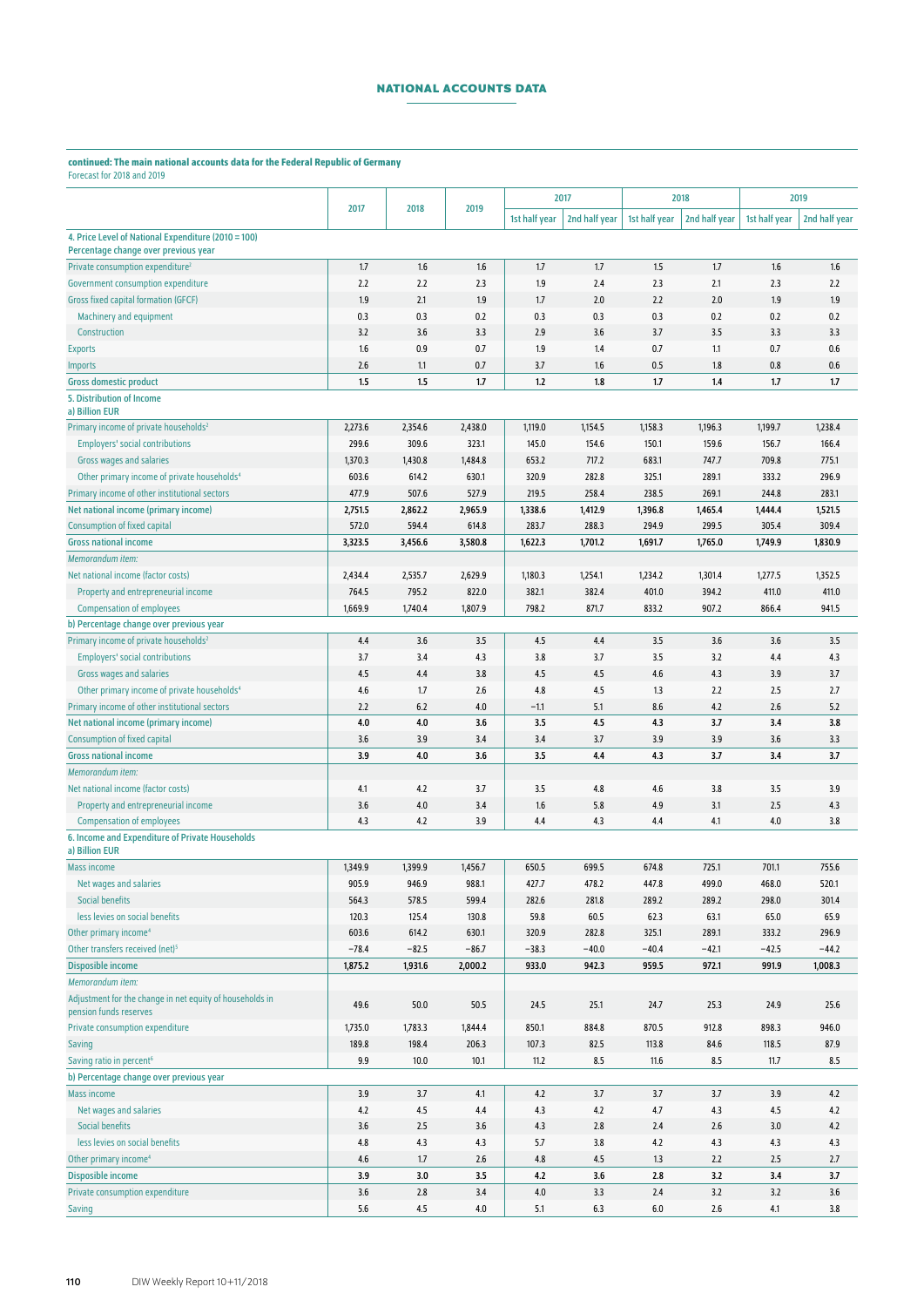## NATIONAL ACCOUNTS DATA

**continued: The main national accounts data for the Federal Republic of Germany**
Forecast for 2018 and 2019

| | 2017 | 2018 | 2019 | 2017 | | 2018 | | 2019 | |
|---|---|---|---|---|---|---|---|---|---|
| | | | | 1st half year | 2nd half year | 1st half year | 2nd half year | 1st half year | 2nd half year |
| **4. Price Level of National Expenditure (2010 = 100) Percentage change over previous year** | | | | | | | | | |
| Private consumption expenditure[2] | 1.7 | 1.6 | 1.6 | 1.7 | 1.7 | 1.5 | 1.7 | 1.6 | 1.6 |
| Government consumption expenditure | 2.2 | 2.2 | 2.3 | 1.9 | 2.4 | 2.3 | 2.1 | 2.3 | 2.2 |
| Gross fixed capital formation (GFCF) | 1.9 | 2.1 | 1.9 | 1.7 | 2.0 | 2.2 | 2.0 | 1.9 | 1.9 |
| Machinery and equipment | 0.3 | 0.3 | 0.2 | 0.3 | 0.3 | 0.3 | 0.2 | 0.2 | 0.2 |
| Construction | 3.2 | 3.6 | 3.3 | 2.9 | 3.6 | 3.7 | 3.5 | 3.3 | 3.3 |
| Exports | 1.6 | 0.9 | 0.7 | 1.9 | 1.4 | 0.7 | 1.1 | 0.7 | 0.6 |
| Imports | 2.6 | 1.1 | 0.7 | 3.7 | 1.6 | 0.5 | 1.8 | 0.8 | 0.6 |
| **Gross domestic product** | **1.5** | **1.5** | **1.7** | **1.2** | **1.8** | **1.7** | **1.4** | **1.7** | **1.7** |
| **5. Distribution of Income a) Billion EUR** | | | | | | | | | |
| Primary income of private households[2] | 2,273.6 | 2,354.6 | 2,438.0 | 1,119.0 | 1,154.5 | 1,158.3 | 1,196.3 | 1,199.7 | 1,238.4 |
| Employers' social contributions | 299.6 | 309.6 | 323.1 | 145.0 | 154.6 | 150.1 | 159.6 | 156.7 | 166.4 |
| Gross wages and salaries | 1,370.3 | 1,430.8 | 1,484.8 | 653.2 | 717.2 | 683.1 | 747.7 | 709.8 | 775.1 |
| Other primary income of private households[4] | 603.6 | 614.2 | 630.1 | 320.9 | 282.8 | 325.1 | 289.1 | 333.2 | 296.9 |
| Primary income of other institutional sectors | 477.9 | 507.6 | 527.9 | 219.5 | 258.4 | 238.5 | 269.1 | 244.8 | 283.1 |
| **Net national income (primary income)** | **2,751.5** | **2,862.2** | **2,965.9** | **1,338.6** | **1,412.9** | **1,396.8** | **1,465.4** | **1,444.4** | **1,521.5** |
| Consumption of fixed capital | 572.0 | 594.4 | 614.8 | 283.7 | 288.3 | 294.9 | 299.5 | 305.4 | 309.4 |
| **Gross national income** | **3,323.5** | **3,456.6** | **3,580.8** | **1,622.3** | **1,701.2** | **1,691.7** | **1,765.0** | **1,749.9** | **1,830.9** |
| *Memorandum item:* | | | | | | | | | |
| Net national income (factor costs) | 2,434.4 | 2,535.7 | 2,629.9 | 1,180.3 | 1,254.1 | 1,234.2 | 1,301.4 | 1,277.5 | 1,352.5 |
| Property and entrepreneurial income | 764.5 | 795.2 | 822.0 | 382.1 | 382.4 | 401.0 | 394.2 | 411.0 | 411.0 |
| Compensation of employees | 1,669.9 | 1,740.4 | 1,807.9 | 798.2 | 871.7 | 833.2 | 907.2 | 866.4 | 941.5 |
| **b) Percentage change over previous year** | | | | | | | | | |
| Primary income of private households[2] | 4.4 | 3.6 | 3.5 | 4.5 | 4.4 | 3.5 | 3.6 | 3.6 | 3.5 |
| Employers' social contributions | 3.7 | 3.4 | 4.3 | 3.8 | 3.7 | 3.5 | 3.2 | 4.4 | 4.3 |
| Gross wages and salaries | 4.5 | 4.4 | 3.8 | 4.5 | 4.5 | 4.6 | 4.3 | 3.9 | 3.7 |
| Other primary income of private households[4] | 4.6 | 1.7 | 2.6 | 4.8 | 4.5 | 1.3 | 2.2 | 2.5 | 2.7 |
| Primary income of other institutional sectors | 2.2 | 6.2 | 4.0 | −1.1 | 5.1 | 8.6 | 4.2 | 2.6 | 5.2 |
| **Net national income (primary income)** | **4.0** | **4.0** | **3.6** | **3.5** | **4.5** | **4.3** | **3.7** | **3.4** | **3.8** |
| Consumption of fixed capital | 3.6 | 3.9 | 3.4 | 3.4 | 3.7 | 3.9 | 3.9 | 3.6 | 3.3 |
| **Gross national income** | **3.9** | **4.0** | **3.6** | **3.5** | **4.4** | **4.3** | **3.7** | **3.4** | **3.7** |
| *Memorandum item:* | | | | | | | | | |
| Net national income (factor costs) | 4.1 | 4.2 | 3.7 | 3.5 | 4.8 | 4.6 | 3.8 | 3.5 | 3.9 |
| Property and entrepreneurial income | 3.6 | 4.0 | 3.4 | 1.6 | 5.8 | 4.9 | 3.1 | 2.5 | 4.3 |
| Compensation of employees | 4.3 | 4.2 | 3.9 | 4.4 | 4.3 | 4.4 | 4.1 | 4.0 | 3.8 |
| **6. Income and Expenditure of Private Households a) Billion EUR** | | | | | | | | | |
| Mass income | 1,349.9 | 1,399.9 | 1,456.7 | 650.5 | 699.5 | 674.8 | 725.1 | 701.1 | 755.6 |
| Net wages and salaries | 905.9 | 946.9 | 988.1 | 427.7 | 478.2 | 447.8 | 499.0 | 468.0 | 520.1 |
| Social benefits | 564.3 | 578.5 | 599.4 | 282.6 | 281.8 | 289.2 | 289.2 | 298.0 | 301.4 |
| less levies on social benefits | 120.3 | 125.4 | 130.8 | 59.8 | 60.5 | 62.3 | 63.1 | 65.0 | 65.9 |
| Other primary income[4] | 603.6 | 614.2 | 630.1 | 320.9 | 282.8 | 325.1 | 289.1 | 333.2 | 296.9 |
| Other transfers received (net)[5] | −78.4 | −82.5 | −86.7 | −38.3 | −40.0 | −40.4 | −42.1 | −42.5 | −44.2 |
| **Disposible income** | **1,875.2** | **1,931.6** | **2,000.2** | **933.0** | **942.3** | **959.5** | **972.1** | **991.9** | **1,008.3** |
| *Memorandum item:* | | | | | | | | | |
| Adjustment for the change in net equity of households in pension funds reserves | 49.6 | 50.0 | 50.5 | 24.5 | 25.1 | 24.7 | 25.3 | 24.9 | 25.6 |
| Private consumption expenditure | 1,735.0 | 1,783.3 | 1,844.4 | 850.1 | 884.8 | 870.5 | 912.8 | 898.3 | 946.0 |
| Saving | 189.8 | 198.4 | 206.3 | 107.3 | 82.5 | 113.8 | 84.6 | 118.5 | 87.9 |
| Saving ratio in percent[6] | 9.9 | 10.0 | 10.1 | 11.2 | 8.5 | 11.6 | 8.5 | 11.7 | 8.5 |
| **b) Percentage change over previous year** | | | | | | | | | |
| Mass income | 3.9 | 3.7 | 4.1 | 4.2 | 3.7 | 3.7 | 3.7 | 3.9 | 4.2 |
| Net wages and salaries | 4.2 | 4.5 | 4.4 | 4.3 | 4.2 | 4.7 | 4.3 | 4.5 | 4.2 |
| Social benefits | 3.6 | 2.5 | 3.6 | 4.3 | 2.8 | 2.4 | 2.6 | 3.0 | 4.2 |
| less levies on social benefits | 4.8 | 4.3 | 4.3 | 5.7 | 3.8 | 4.2 | 4.3 | 4.3 | 4.3 |
| Other primary income[4] | 4.6 | 1.7 | 2.6 | 4.8 | 4.5 | 1.3 | 2.2 | 2.5 | 2.7 |
| **Disposible income** | **3.9** | **3.0** | **3.5** | **4.2** | **3.6** | **2.8** | **3.2** | **3.4** | **3.7** |
| Private consumption expenditure | 3.6 | 2.8 | 3.4 | 4.0 | 3.3 | 2.4 | 3.2 | 3.2 | 3.6 |
| Saving | 5.6 | 4.5 | 4.0 | 5.1 | 6.3 | 6.0 | 2.6 | 4.1 | 3.8 |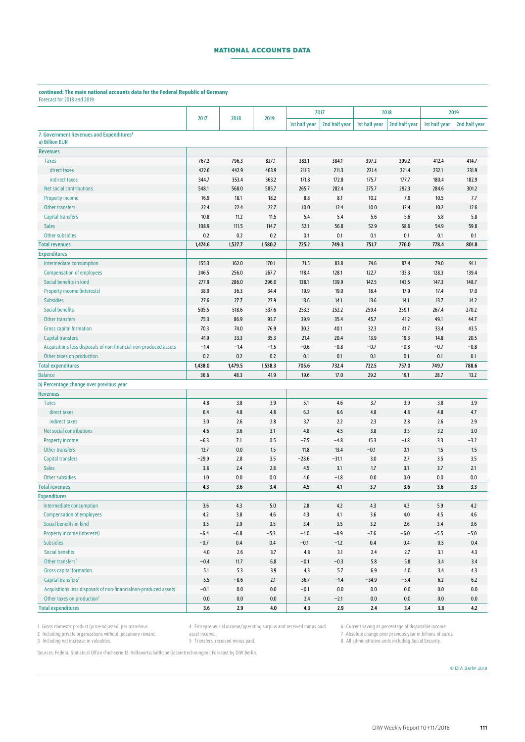**continued: The main national accounts data for the Federal Republic of Germany**

Forecast for 2018 and 2019

| | 2017 | 2018 | 2019 | 2017 | | 2018 | | 2019 | |
|---|---|---|---|---|---|---|---|---|---|
| | | | | 1st half year | 2nd half year | 1st half year | 2nd half year | 1st half year | 2nd half year |
| **7. Government Revenues and Expenditures[8]** | | | | | | | | | |
| **a) Billion EUR** | | | | | | | | | |
| **Revenues** | | | | | | | | | |
| Taxes | 767.2 | 796.3 | 827.1 | 383.1 | 384.1 | 397.2 | 399.2 | 412.4 | 414.7 |
| direct taxes | 422.6 | 442.9 | 463.9 | 211.3 | 211.3 | 221.4 | 221.4 | 232.1 | 231.9 |
| indirect taxes | 344.7 | 353.4 | 363.2 | 171.8 | 172.8 | 175.7 | 177.7 | 180.4 | 182.9 |
| Net social contributions | 548.1 | 568.0 | 585.7 | 265.7 | 282.4 | 275.7 | 292.3 | 284.6 | 301.2 |
| Property income | 16.9 | 18.1 | 18.2 | 8.8 | 8.1 | 10.2 | 7.9 | 10.5 | 7.7 |
| Other transfers | 22.4 | 22.4 | 22.7 | 10.0 | 12.4 | 10.0 | 12.4 | 10.2 | 12.6 |
| Capital transfers | 10.8 | 11.2 | 11.5 | 5.4 | 5.4 | 5.6 | 5.6 | 5.8 | 5.8 |
| Sales | 108.9 | 111.5 | 114.7 | 52.1 | 56.8 | 52.9 | 58.6 | 54.9 | 59.8 |
| Other subsidies | 0.2 | 0.2 | 0.2 | 0.1 | 0.1 | 0.1 | 0.1 | 0.1 | 0.1 |
| **Total revenues** | **1,474.6** | **1,527.7** | **1,580.2** | **725.2** | **749.3** | **751.7** | **776.0** | **778.4** | **801.8** |
| **Expenditures** | | | | | | | | | |
| Intermediate consumption | 155.3 | 162.0 | 170.1 | 71.5 | 83.8 | 74.6 | 87.4 | 79.0 | 91.1 |
| Compensation of employees | 246.5 | 256.0 | 267.7 | 118.4 | 128.1 | 122.7 | 133.3 | 128.3 | 139.4 |
| Social benefits in kind | 277.9 | 286.0 | 296.0 | 138.1 | 139.9 | 142.5 | 143.5 | 147.3 | 148.7 |
| Property income (interests) | 38.9 | 36.3 | 34.4 | 19.9 | 19.0 | 18.4 | 17.9 | 17.4 | 17.0 |
| Subsidies | 27.6 | 27.7 | 27.9 | 13.6 | 14.1 | 13.6 | 14.1 | 13.7 | 14.2 |
| Social benefits | 505.5 | 518.6 | 537.6 | 253.3 | 252.2 | 259.4 | 259.1 | 267.4 | 270.2 |
| Other transfers | 75.3 | 86.9 | 93.7 | 39.9 | 35.4 | 45.7 | 41.2 | 49.1 | 44.7 |
| Gross capital formation | 70.3 | 74.0 | 76.9 | 30.2 | 40.1 | 32.3 | 41.7 | 33.4 | 43.5 |
| Capital transfers | 41.9 | 33.3 | 35.3 | 21.4 | 20.4 | 13.9 | 19.3 | 14.8 | 20.5 |
| Acquisitions less disposals of non-financial non-produced assets | −1.4 | −1.4 | −1.5 | −0.6 | −0.8 | −0.7 | −0.8 | −0.7 | −0.8 |
| Other taxes on production | 0.2 | 0.2 | 0.2 | 0.1 | 0.1 | 0.1 | 0.1 | 0.1 | 0.1 |
| **Total expenditures** | **1,438.0** | **1,479.5** | **1,538.3** | **705.6** | **732.4** | **722.5** | **757.0** | **749.7** | **788.6** |
| Balance | 36.6 | 48.3 | 41.9 | 19.6 | 17.0 | 29.2 | 19.1 | 28.7 | 13.2 |
| **b) Percentage change over previous year** | | | | | | | | | |
| **Revenues** | | | | | | | | | |
| Taxes | 4.8 | 3.8 | 3.9 | 5.1 | 4.6 | 3.7 | 3.9 | 3.8 | 3.9 |
| direct taxes | 6.4 | 4.8 | 4.8 | 6.2 | 6.6 | 4.8 | 4.8 | 4.8 | 4.7 |
| indirect taxes | 3.0 | 2.6 | 2.8 | 3.7 | 2.2 | 2.3 | 2.8 | 2.6 | 2.9 |
| Net social contributions | 4.6 | 3.6 | 3.1 | 4.8 | 4.5 | 3.8 | 3.5 | 3.2 | 3.0 |
| Property income | −6.3 | 7.1 | 0.5 | −7.5 | −4.8 | 15.3 | −1.8 | 3.3 | −3.2 |
| Other transfers | 12.7 | 0.0 | 1.5 | 11.8 | 13.4 | −0.1 | 0.1 | 1.5 | 1.5 |
| Capital transfers | −29.9 | 2.8 | 3.5 | −28.6 | −31.1 | 3.0 | 2.7 | 3.5 | 3.5 |
| Sales | 3.8 | 2.4 | 2.8 | 4.5 | 3.1 | 1.7 | 3.1 | 3.7 | 2.1 |
| Other subsidies | 1.0 | 0.0 | 0.0 | 4.6 | −1.8 | 0.0 | 0.0 | 0.0 | 0.0 |
| **Total revenues** | **4.3** | **3.6** | **3.4** | **4.5** | **4.1** | **3.7** | **3.6** | **3.6** | **3.3** |
| **Expenditures** | | | | | | | | | |
| Intermediate consumption | 3.6 | 4.3 | 5.0 | 2.8 | 4.2 | 4.3 | 4.3 | 5.9 | 4.2 |
| Compensation of employees | 4.2 | 3.8 | 4.6 | 4.3 | 4.1 | 3.6 | 4.0 | 4.5 | 4.6 |
| Social benefits in kind | 3.5 | 2.9 | 3.5 | 3.4 | 3.5 | 3.2 | 2.6 | 3.4 | 3.6 |
| Property income (interests) | −6.4 | −6.8 | −5.3 | −4.0 | −8.9 | −7.6 | −6.0 | −5.5 | −5.0 |
| Subsidies | −0.7 | 0.4 | 0.4 | −0.1 | −1.2 | 0.4 | 0.4 | 0.5 | 0.4 |
| Social benefits | 4.0 | 2.6 | 3.7 | 4.8 | 3.1 | 2.4 | 2.7 | 3.1 | 4.3 |
| Other transfers[7] | −0.4 | 11.7 | 6.8 | −0.1 | −0.3 | 5.8 | 5.8 | 3.4 | 3.4 |
| Gross capital formation | 5.1 | 5.3 | 3.9 | 4.3 | 5.7 | 6.9 | 4.0 | 3.4 | 4.3 |
| Capital transfers[7] | 5.5 | −8.6 | 2.1 | 36.7 | −1.4 | −34.9 | −5.4 | 6.2 | 6.2 |
| Acquisitions less disposals of non-financialnon-produced assets[7] | −0.1 | 0.0 | 0.0 | −0.1 | 0.0 | 0.0 | 0.0 | 0.0 | 0.0 |
| Other taxes on production[7] | 0.0 | 0.0 | 0.0 | 2.4 | −2.1 | 0.0 | 0.0 | 0.0 | 0.0 |
| **Total expenditures** | **3.6** | **2.9** | **4.0** | **4.3** | **2.9** | **2.4** | **3.4** | **3.8** | **4.2** |

1 Gross domestic product (price-adjusted) per man-hour.
2 Including private organizations without pecuniary reward.
3 Including net increase in valuables.
4 Entrepreneurial income/operating surplus and received minus paid asset income.
5 Transfers, received minus paid.
6 Current saving as percentage of disposable income.
7 Absolute change over previous year in billions of euros.
8 All administrative units including Social Security.

Sources: Federal Statistical Office (Fachserie 18: Volkswirtschaftliche Gesamtrechnungen); Forecast by DIW Berlin.

© DIW Berlin 2018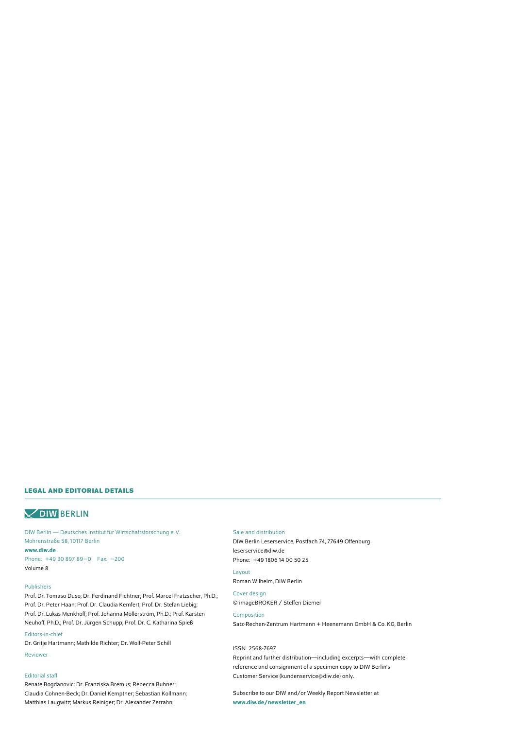## LEGAL AND EDITORIAL DETAILS

DIW BERLIN

DIW Berlin — Deutsches Institut für Wirtschaftsforschung e. V.
Mohrenstraße 58, 10117 Berlin
**www.diw.de**
Phone: +49 30 897 89 – 0 Fax: – 200
Volume 8

Publishers
Prof. Dr. Tomaso Duso; Dr. Ferdinand Fichtner; Prof. Marcel Fratzscher, Ph.D.; Prof. Dr. Peter Haan; Prof. Dr. Claudia Kemfert; Prof. Dr. Stefan Liebig; Prof. Dr. Lukas Menkhoff; Prof. Johanna Möllerström, Ph.D.; Prof. Karsten Neuhoff, Ph.D.; Prof. Dr. Jürgen Schupp; Prof. Dr. C. Katharina Spieß

Editors-in-chief
Dr. Gritje Hartmann; Mathilde Richter; Dr. Wolf-Peter Schill

Reviewer

Editorial staff
Renate Bogdanovic; Dr. Franziska Bremus; Rebecca Buhner; Claudia Cohnen-Beck; Dr. Daniel Kemptner; Sebastian Kollmann; Matthias Laugwitz; Markus Reiniger; Dr. Alexander Zerrahn

Sale and distribution
DIW Berlin Leserservice, Postfach 74, 77649 Offenburg
leserservice@diw.de
Phone: +49 1806 14 00 50 25

Layout
Roman Wilhelm, DIW Berlin

Cover design
© imageBROKER / Steffen Diemer

Composition
Satz-Rechen-Zentrum Hartmann + Heenemann GmbH & Co. KG, Berlin

ISSN 2568-7697
Reprint and further distribution—including excerpts—with complete reference and consignment of a specimen copy to DIW Berlin's Customer Service (kundenservice@diw.de) only.

Subscribe to our DIW and/or Weekly Report Newsletter at
**www.diw.de/newsletter_en**